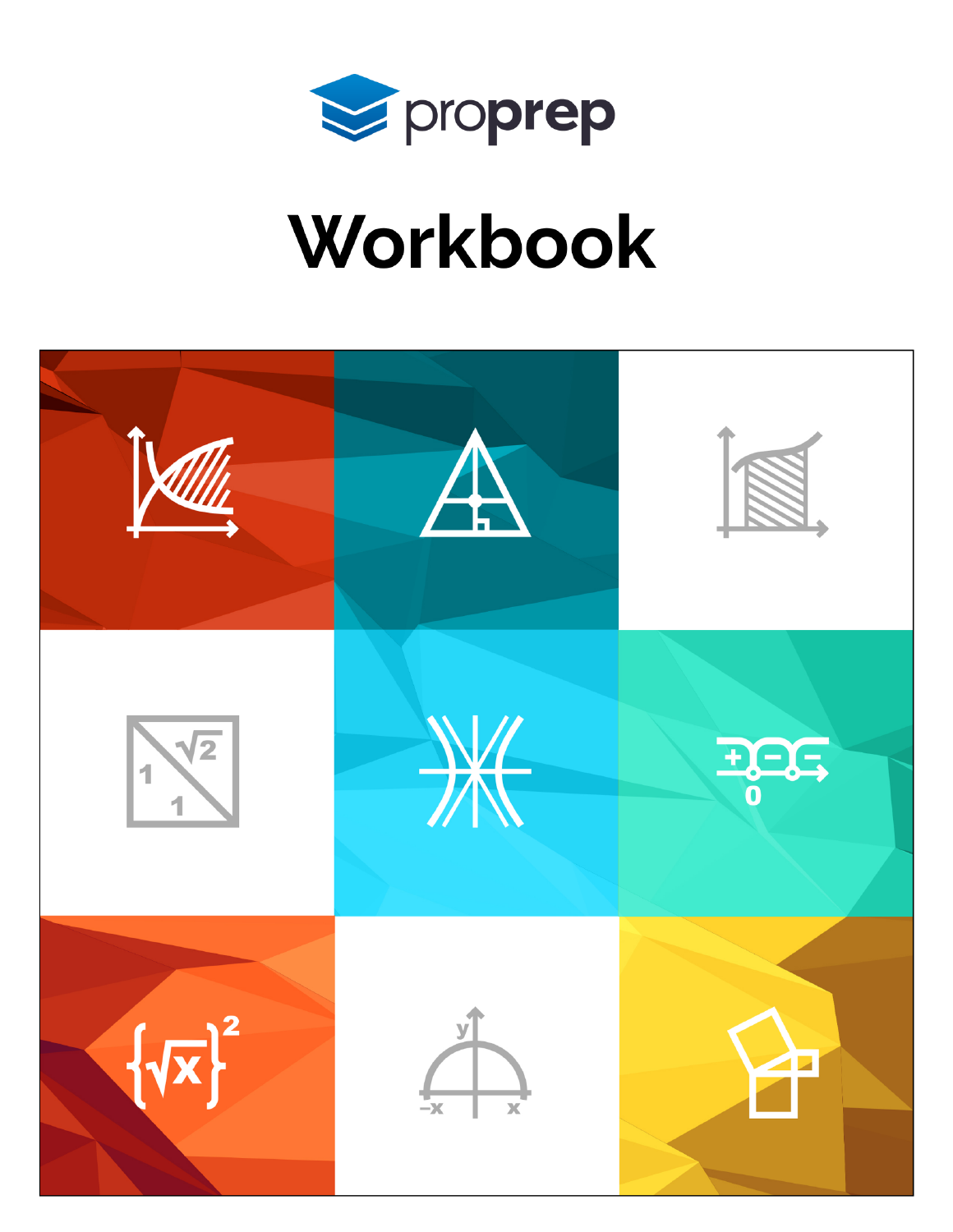proprep

# Workbook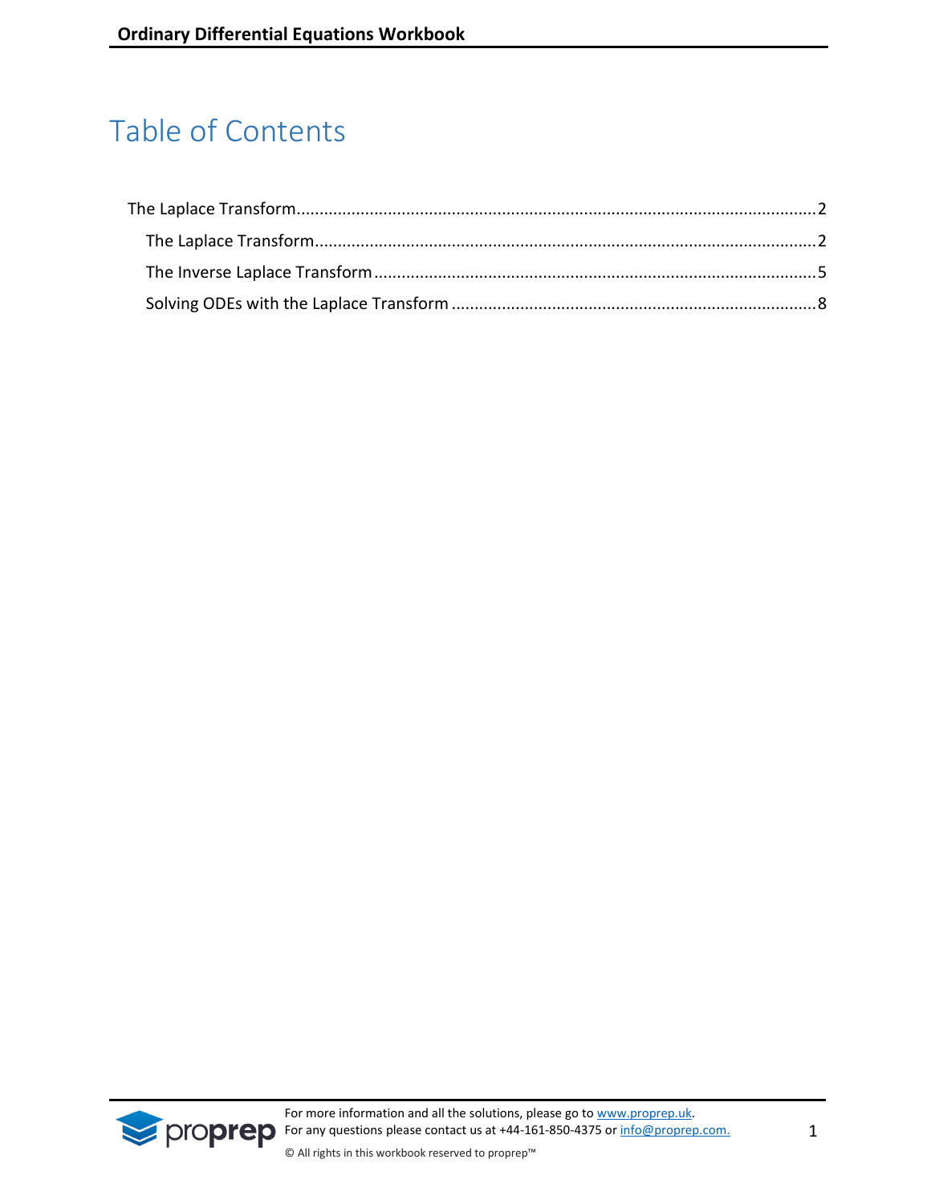# Table of Contents

- The Laplace Transform ........ 2
  - The Laplace Transform ........ 2
  - The Inverse Laplace Transform ........ 5
  - Solving ODEs with the Laplace Transform ........ 8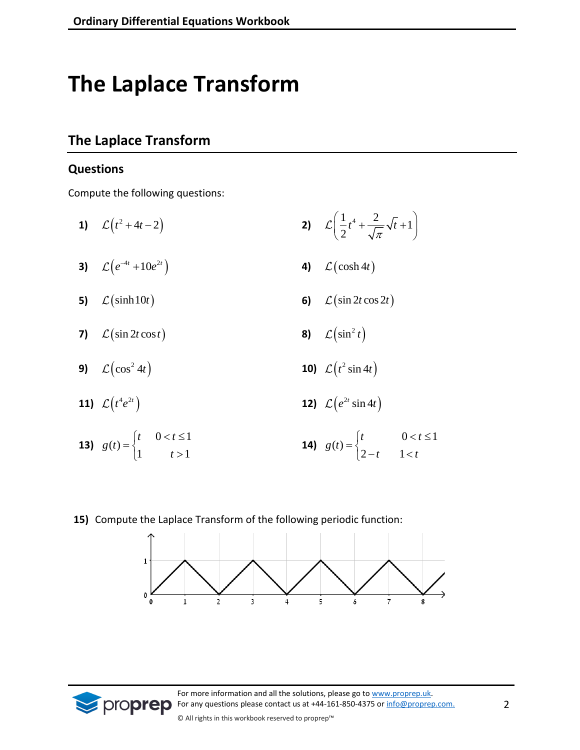# The Laplace Transform

## The Laplace Transform

### Questions

Compute the following questions:

**1)** $\mathcal{L}\left(t^2+4t-2\right)$

**2)** $\mathcal{L}\left(\frac{1}{2}t^4+\frac{2}{\sqrt{\pi}}\sqrt{t}+1\right)$

**3)** $\mathcal{L}\left(e^{-4t}+10e^{2t}\right)$

**4)** $\mathcal{L}\left(\cosh 4t\right)$

**5)** $\mathcal{L}\left(\sinh 10t\right)$

**6)** $\mathcal{L}\left(\sin 2t \cos 2t\right)$

**7)** $\mathcal{L}\left(\sin 2t \cos t\right)$

**8)** $\mathcal{L}\left(\sin^2 t\right)$

**9)** $\mathcal{L}\left(\cos^2 4t\right)$

**10)** $\mathcal{L}\left(t^2 \sin 4t\right)$

**11)** $\mathcal{L}\left(t^4 e^{2t}\right)$

**12)** $\mathcal{L}\left(e^{2t} \sin 4t\right)$

**13)** $g(t)=\begin{cases} t & 0<t\le 1 \\ 1 & t>1 \end{cases}$

**14)** $g(t)=\begin{cases} t & 0<t\le 1 \\ 2-t & 1<t \end{cases}$

**15)** Compute the Laplace Transform of the following periodic function: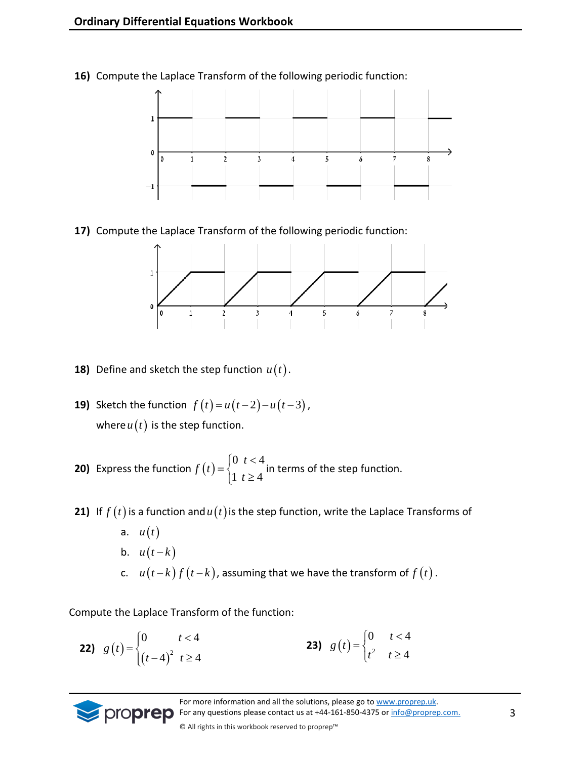**16)** Compute the Laplace Transform of the following periodic function:

**17)** Compute the Laplace Transform of the following periodic function:

**18)** Define and sketch the step function $u(t)$.

**19)** Sketch the function $f(t) = u(t-2) - u(t-3)$,
where $u(t)$ is the step function.

**20)** Express the function $f(t) = \begin{cases} 0 & t < 4 \\ 1 & t \geq 4 \end{cases}$ in terms of the step function.

**21)** If $f(t)$ is a function and $u(t)$ is the step function, write the Laplace Transforms of

a. $u(t)$

b. $u(t-k)$

c. $u(t-k)f(t-k)$, assuming that we have the transform of $f(t)$.

Compute the Laplace Transform of the function:

**22)** $g(t) = \begin{cases} 0 & t < 4 \\ (t-4)^2 & t \geq 4 \end{cases}$

**23)** $g(t) = \begin{cases} 0 & t < 4 \\ t^2 & t \geq 4 \end{cases}$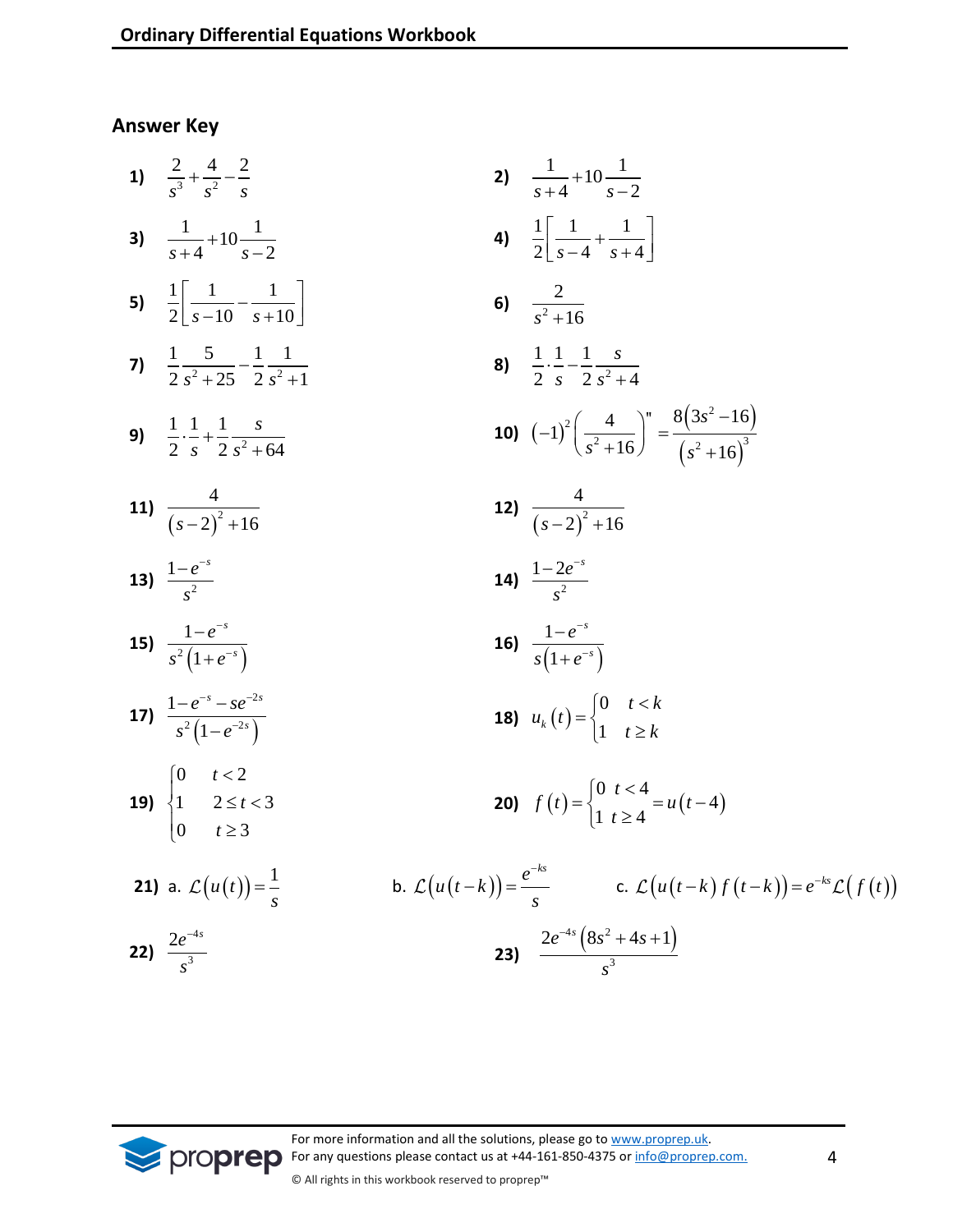## Answer Key

**1)** $\frac{2}{s^3}+\frac{4}{s^2}-\frac{2}{s}$

**2)** $\frac{1}{s+4}+10\frac{1}{s-2}$

**3)** $\frac{1}{s+4}+10\frac{1}{s-2}$

**4)** $\frac{1}{2}\left[\frac{1}{s-4}+\frac{1}{s+4}\right]$

**5)** $\frac{1}{2}\left[\frac{1}{s-10}-\frac{1}{s+10}\right]$

**6)** $\frac{2}{s^2+16}$

**7)** $\frac{1}{2}\frac{5}{s^2+25}-\frac{1}{2}\frac{1}{s^2+1}$

**8)** $\frac{1}{2}\cdot\frac{1}{s}-\frac{1}{2}\frac{s}{s^2+4}$

**9)** $\frac{1}{2}\cdot\frac{1}{s}+\frac{1}{2}\frac{s}{s^2+64}$

**10)** $(-1)^2\left(\frac{4}{s^2+16}\right)''=\frac{8(3s^2-16)}{(s^2+16)^3}$

**11)** $\frac{4}{(s-2)^2+16}$

**12)** $\frac{4}{(s-2)^2+16}$

**13)** $\frac{1-e^{-s}}{s^2}$

**14)** $\frac{1-2e^{-s}}{s^2}$

**15)** $\frac{1-e^{-s}}{s^2(1+e^{-s})}$

**16)** $\frac{1-e^{-s}}{s(1+e^{-s})}$

**17)** $\frac{1-e^{-s}-se^{-2s}}{s^2(1-e^{-2s})}$

**18)** $u_k(t)=\begin{cases}0 & t<k\\ 1 & t\geq k\end{cases}$

**19)** $\begin{cases}0 & t<2\\ 1 & 2\leq t<3\\ 0 & t\geq 3\end{cases}$

**20)** $f(t)=\begin{cases}0 & t<4\\ 1 & t\geq 4\end{cases}=u(t-4)$

**21)** a. $\mathcal{L}(u(t))=\frac{1}{s}$  b. $\mathcal{L}(u(t-k))=\frac{e^{-ks}}{s}$  c. $\mathcal{L}(u(t-k)f(t-k))=e^{-ks}\mathcal{L}(f(t))$

**22)** $\frac{2e^{-4s}}{s^3}$

**23)** $\frac{2e^{-4s}(8s^2+4s+1)}{s^3}$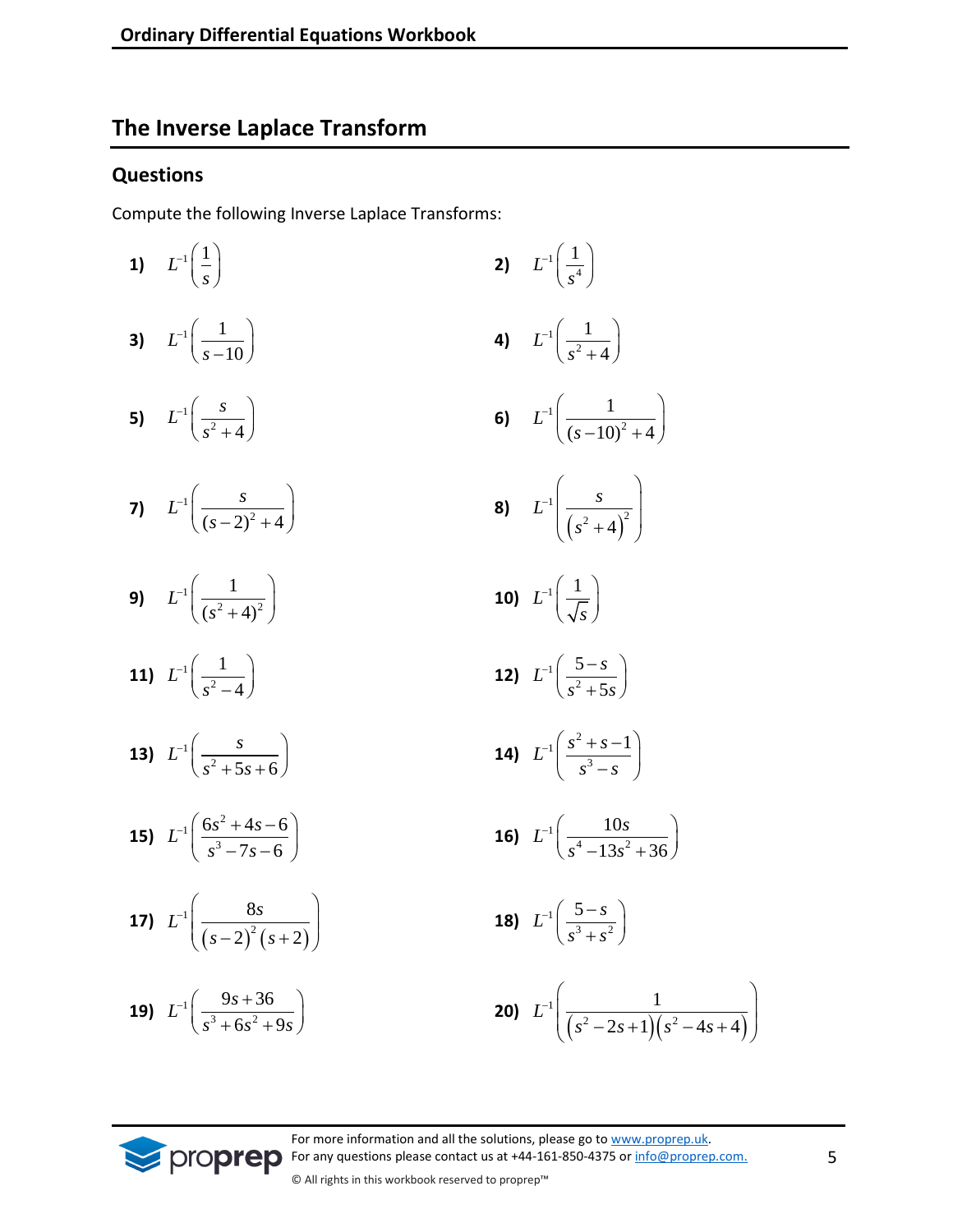## The Inverse Laplace Transform

### Questions

Compute the following Inverse Laplace Transforms:

**1)** $L^{-1}\left(\frac{1}{s}\right)$

**2)** $L^{-1}\left(\frac{1}{s^4}\right)$

**3)** $L^{-1}\left(\frac{1}{s-10}\right)$

**4)** $L^{-1}\left(\frac{1}{s^2+4}\right)$

**5)** $L^{-1}\left(\frac{s}{s^2+4}\right)$

**6)** $L^{-1}\left(\frac{1}{(s-10)^2+4}\right)$

**7)** $L^{-1}\left(\frac{s}{(s-2)^2+4}\right)$

**8)** $L^{-1}\left(\frac{s}{\left(s^2+4\right)^2}\right)$

**9)** $L^{-1}\left(\frac{1}{(s^2+4)^2}\right)$

**10)** $L^{-1}\left(\frac{1}{\sqrt{s}}\right)$

**11)** $L^{-1}\left(\frac{1}{s^2-4}\right)$

**12)** $L^{-1}\left(\frac{5-s}{s^2+5s}\right)$

**13)** $L^{-1}\left(\frac{s}{s^2+5s+6}\right)$

**14)** $L^{-1}\left(\frac{s^2+s-1}{s^3-s}\right)$

**15)** $L^{-1}\left(\frac{6s^2+4s-6}{s^3-7s-6}\right)$

**16)** $L^{-1}\left(\frac{10s}{s^4-13s^2+36}\right)$

**17)** $L^{-1}\left(\frac{8s}{(s-2)^2(s+2)}\right)$

**18)** $L^{-1}\left(\frac{5-s}{s^3+s^2}\right)$

**19)** $L^{-1}\left(\frac{9s+36}{s^3+6s^2+9s}\right)$

**20)** $L^{-1}\left(\frac{1}{\left(s^2-2s+1\right)\left(s^2-4s+4\right)}\right)$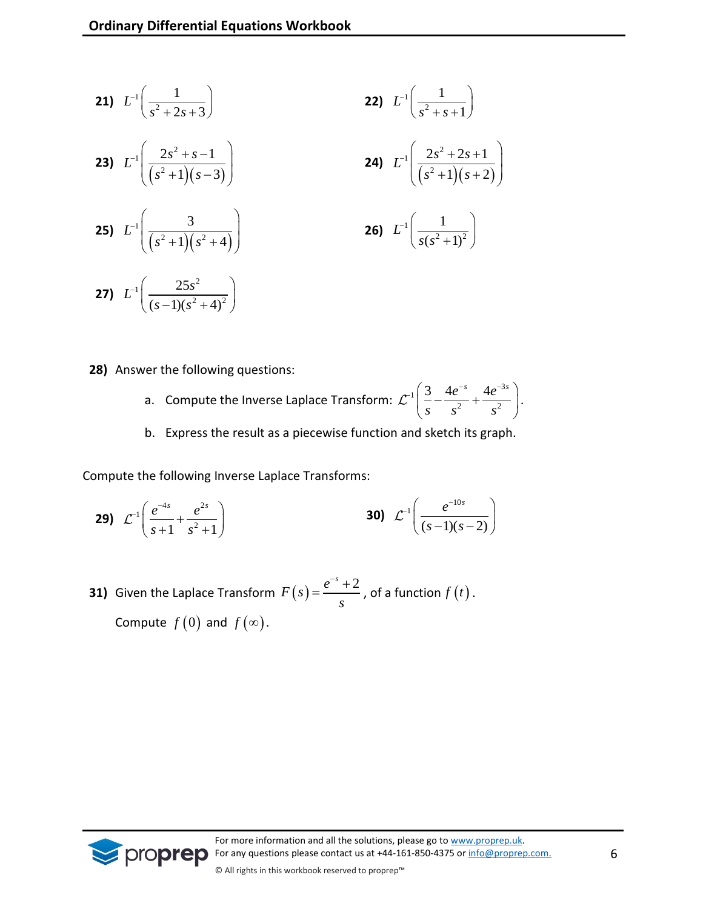**21)** $L^{-1}\left(\dfrac{1}{s^2+2s+3}\right)$

**22)** $L^{-1}\left(\dfrac{1}{s^2+s+1}\right)$

**23)** $L^{-1}\left(\dfrac{2s^2+s-1}{\left(s^2+1\right)\left(s-3\right)}\right)$

**24)** $L^{-1}\left(\dfrac{2s^2+2s+1}{\left(s^2+1\right)\left(s+2\right)}\right)$

**25)** $L^{-1}\left(\dfrac{3}{\left(s^2+1\right)\left(s^2+4\right)}\right)$

**26)** $L^{-1}\left(\dfrac{1}{s(s^2+1)^2}\right)$

**27)** $L^{-1}\left(\dfrac{25s^2}{(s-1)(s^2+4)^2}\right)$

**28)** Answer the following questions:

a. Compute the Inverse Laplace Transform: $\mathcal{L}^{-1}\left(\dfrac{3}{s}-\dfrac{4e^{-s}}{s^2}+\dfrac{4e^{-3s}}{s^2}\right)$.

b. Express the result as a piecewise function and sketch its graph.

Compute the following Inverse Laplace Transforms:

**29)** $\mathcal{L}^{-1}\left(\dfrac{e^{-4s}}{s+1}+\dfrac{e^{2s}}{s^2+1}\right)$

**30)** $\mathcal{L}^{-1}\left(\dfrac{e^{-10s}}{(s-1)(s-2)}\right)$

**31)** Given the Laplace Transform $F(s)=\dfrac{e^{-s}+2}{s}$, of a function $f(t)$.

Compute $f(0)$ and $f(\infty)$.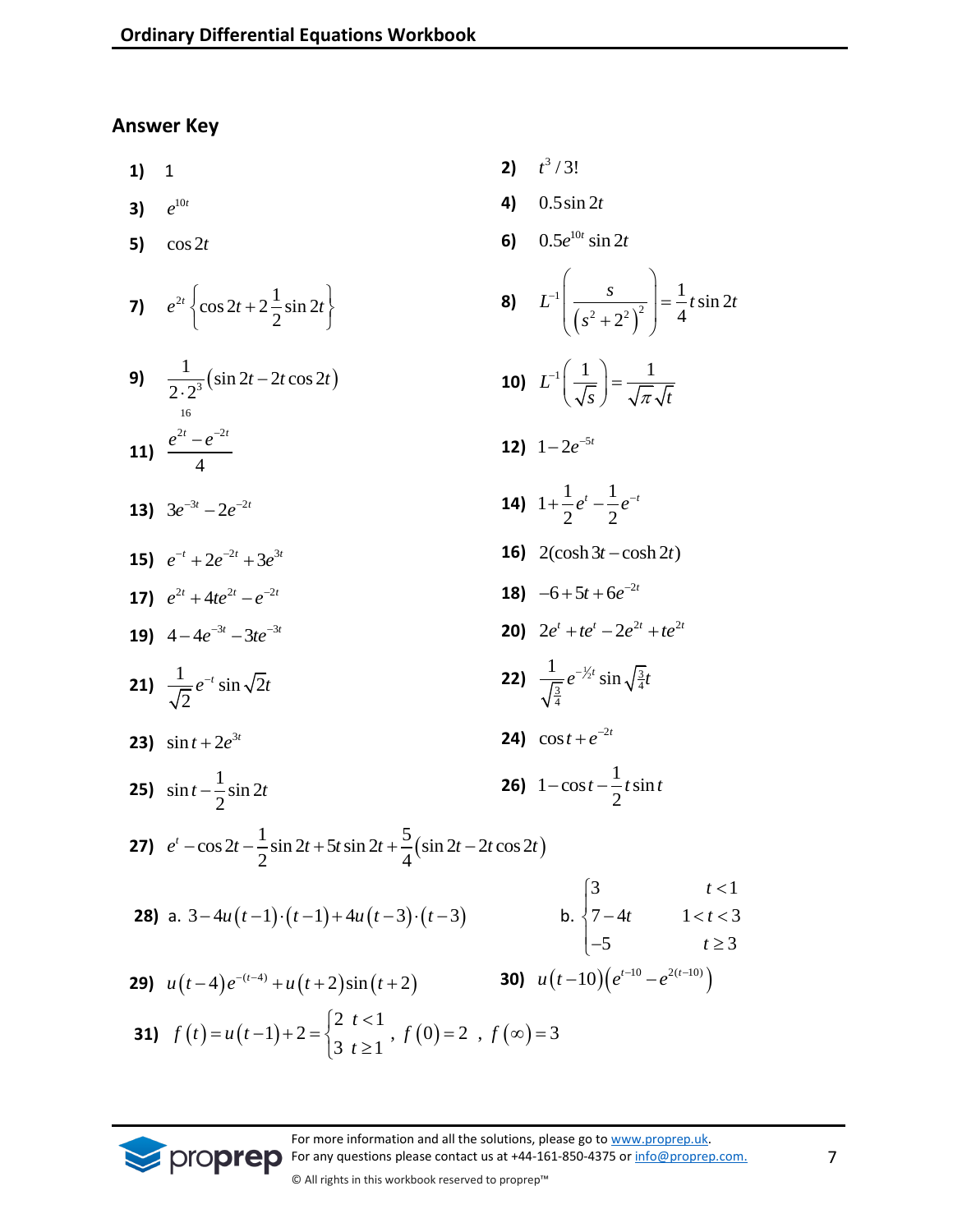## Answer Key

**1)** $1$

**2)** $t^3/3!$

**3)** $e^{10t}$

**4)** $0.5\sin 2t$

**5)** $\cos 2t$

**6)** $0.5e^{10t}\sin 2t$

**7)** $e^{2t}\left\{\cos 2t + 2\frac{1}{2}\sin 2t\right\}$

**8)** $L^{-1}\left(\frac{s}{\left(s^2+2^2\right)^2}\right) = \frac{1}{4}t\sin 2t$

**9)** $\underbrace{\frac{1}{2\cdot 2^3}}_{16}\left(\sin 2t - 2t\cos 2t\right)$

**10)** $L^{-1}\left(\frac{1}{\sqrt{s}}\right) = \frac{1}{\sqrt{\pi}\sqrt{t}}$

**11)** $\frac{e^{2t}-e^{-2t}}{4}$

**12)** $1-2e^{-5t}$

**13)** $3e^{-3t}-2e^{-2t}$

**14)** $1+\frac{1}{2}e^{t}-\frac{1}{2}e^{-t}$

**15)** $e^{-t}+2e^{-2t}+3e^{3t}$

**16)** $2(\cosh 3t - \cosh 2t)$

**17)** $e^{2t}+4te^{2t}-e^{-2t}$

**18)** $-6+5t+6e^{-2t}$

**19)** $4-4e^{-3t}-3te^{-3t}$

**20)** $2e^{t}+te^{t}-2e^{2t}+te^{2t}$

**21)** $\frac{1}{\sqrt{2}}e^{-t}\sin\sqrt{2}t$

**22)** $\frac{1}{\sqrt{\frac{3}{4}}}e^{-\frac{1}{2}t}\sin\sqrt{\frac{3}{4}}t$

**23)** $\sin t + 2e^{3t}$

**24)** $\cos t + e^{-2t}$

**25)** $\sin t - \frac{1}{2}\sin 2t$

**26)** $1-\cos t - \frac{1}{2}t\sin t$

**27)** $e^{t}-\cos 2t - \frac{1}{2}\sin 2t + 5t\sin 2t + \frac{5}{4}\left(\sin 2t - 2t\cos 2t\right)$

**28)** a. $3-4u(t-1)\cdot(t-1)+4u(t-3)\cdot(t-3)$

b. $\begin{cases} 3 & t<1 \\ 7-4t & 1<t<3 \\ -5 & t\geq 3 \end{cases}$

**29)** $u(t-4)e^{-(t-4)}+u(t+2)\sin(t+2)$

**30)** $u(t-10)\left(e^{t-10}-e^{2(t-10)}\right)$

**31)** $f(t)=u(t-1)+2=\begin{cases} 2 & t<1 \\ 3 & t\geq 1 \end{cases}$ , $f(0)=2$ , $f(\infty)=3$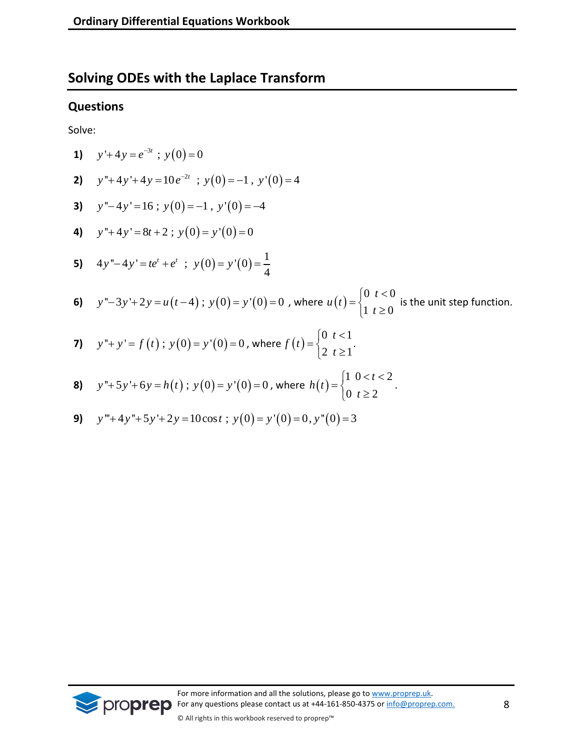## Solving ODEs with the Laplace Transform

### Questions

Solve:

**1)** $y'+4y=e^{-3t}$ ; $y(0)=0$

**2)** $y''+4y'+4y=10e^{-2t}$ ; $y(0)=-1$ , $y'(0)=4$

**3)** $y''-4y'=16$ ; $y(0)=-1$ , $y'(0)=-4$

**4)** $y''+4y'=8t+2$ ; $y(0)=y'(0)=0$

**5)** $4y''-4y'=te^{t}+e^{t}$ ; $y(0)=y'(0)=\dfrac{1}{4}$

**6)** $y''-3y'+2y=u(t-4)$ ; $y(0)=y'(0)=0$ , where $u(t)=\begin{cases}0 & t<0\\ 1 & t\geq 0\end{cases}$ is the unit step function.

**7)** $y''+y'=f(t)$ ; $y(0)=y'(0)=0$ , where $f(t)=\begin{cases}0 & t<1\\ 2 & t\geq 1\end{cases}$.

**8)** $y''+5y'+6y=h(t)$ ; $y(0)=y'(0)=0$ , where $h(t)=\begin{cases}1 & 0<t<2\\ 0 & t\geq 2\end{cases}$.

**9)** $y'''+4y''+5y'+2y=10\cos t$ ; $y(0)=y'(0)=0, y''(0)=3$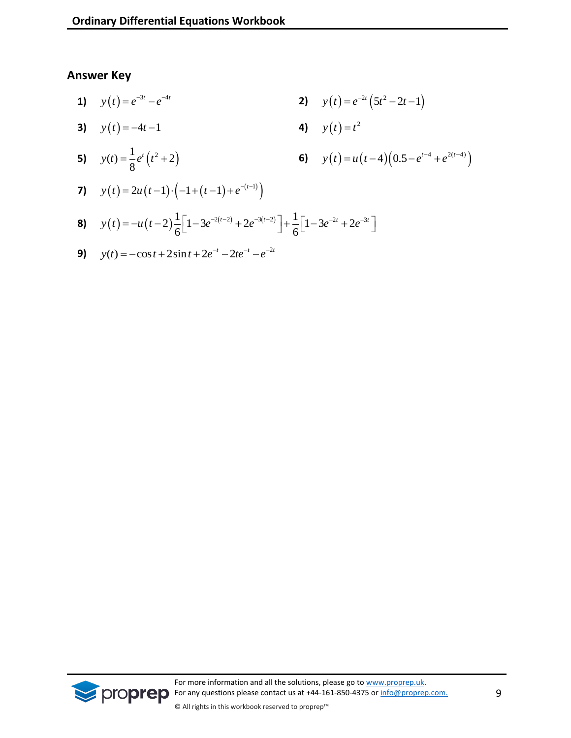## Answer Key

**1)** $y(t) = e^{-3t} - e^{-4t}$

**2)** $y(t) = e^{-2t}\left(5t^2 - 2t - 1\right)$

**3)** $y(t) = -4t - 1$

**4)** $y(t) = t^2$

**5)** $y(t) = \frac{1}{8}e^t\left(t^2 + 2\right)$

**6)** $y(t) = u(t-4)\left(0.5 - e^{t-4} + e^{2(t-4)}\right)$

**7)** $y(t) = 2u(t-1)\cdot\left(-1 + (t-1) + e^{-(t-1)}\right)$

**8)** $y(t) = -u(t-2)\frac{1}{6}\left[1 - 3e^{-2(t-2)} + 2e^{-3(t-2)}\right] + \frac{1}{6}\left[1 - 3e^{-2t} + 2e^{-3t}\right]$

**9)** $y(t) = -\cos t + 2\sin t + 2e^{-t} - 2te^{-t} - e^{-2t}$